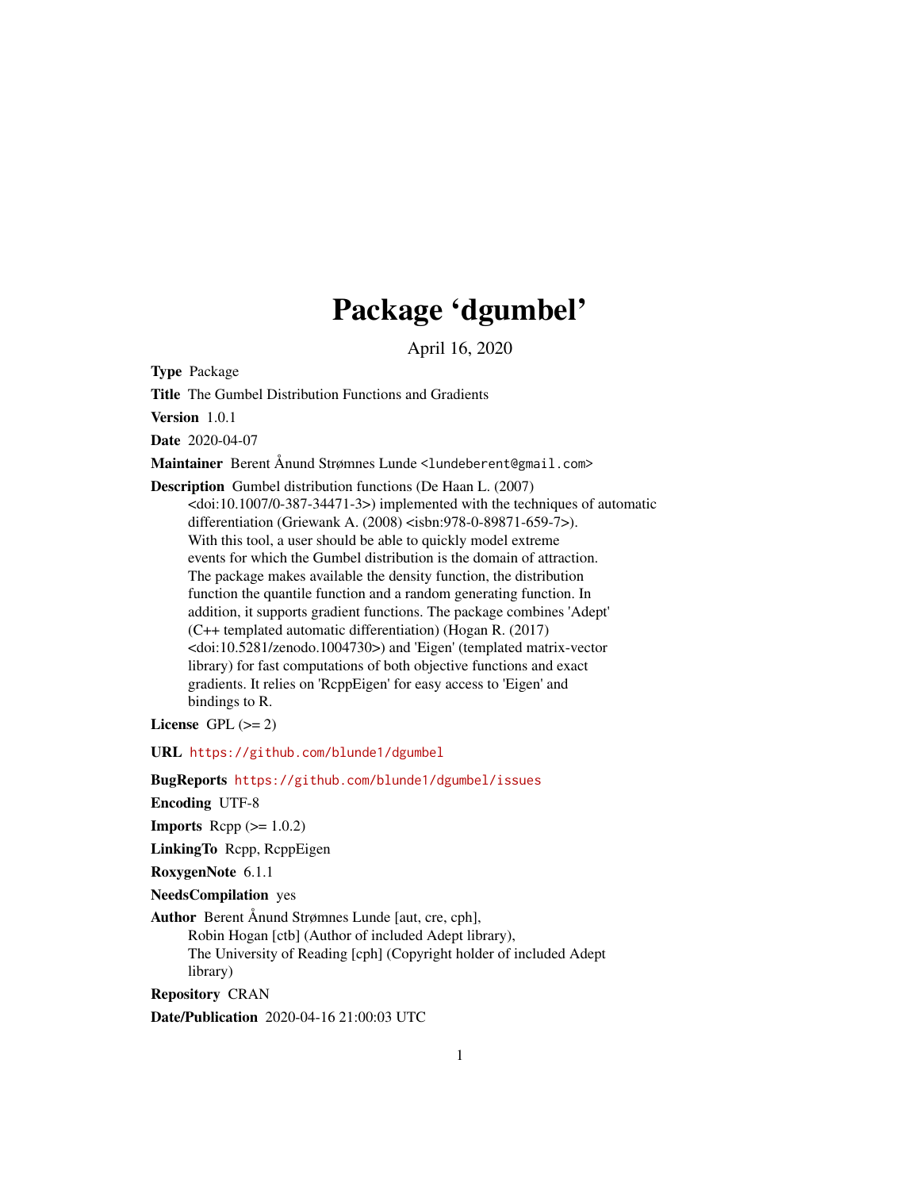# Package 'dgumbel'

April 16, 2020

**Type** Package

**Title** The Gumbel Distribution Functions and Gradients

**Version** 1.0.1

**Date** 2020-04-07

**Maintainer** Berent Ånund Strømnes Lunde <lundeberent@gmail.com>

**Description** Gumbel distribution functions (De Haan L. (2007) <doi:10.1007/0-387-34471-3>) implemented with the techniques of automatic differentiation (Griewank A. (2008) <isbn:978-0-89871-659-7>). With this tool, a user should be able to quickly model extreme events for which the Gumbel distribution is the domain of attraction. The package makes available the density function, the distribution function the quantile function and a random generating function. In addition, it supports gradient functions. The package combines 'Adept' (C++ templated automatic differentiation) (Hogan R. (2017) <doi:10.5281/zenodo.1004730>) and 'Eigen' (templated matrix-vector library) for fast computations of both objective functions and exact gradients. It relies on 'RcppEigen' for easy access to 'Eigen' and bindings to R.

**License** GPL (>= 2)

**URL** https://github.com/blunde1/dgumbel

**BugReports** https://github.com/blunde1/dgumbel/issues

**Encoding** UTF-8

**Imports** Rcpp (>= 1.0.2)

**LinkingTo** Rcpp, RcppEigen

**RoxygenNote** 6.1.1

**NeedsCompilation** yes

**Author** Berent Ånund Strømnes Lunde [aut, cre, cph], Robin Hogan [ctb] (Author of included Adept library), The University of Reading [cph] (Copyright holder of included Adept library)

**Repository** CRAN

**Date/Publication** 2020-04-16 21:00:03 UTC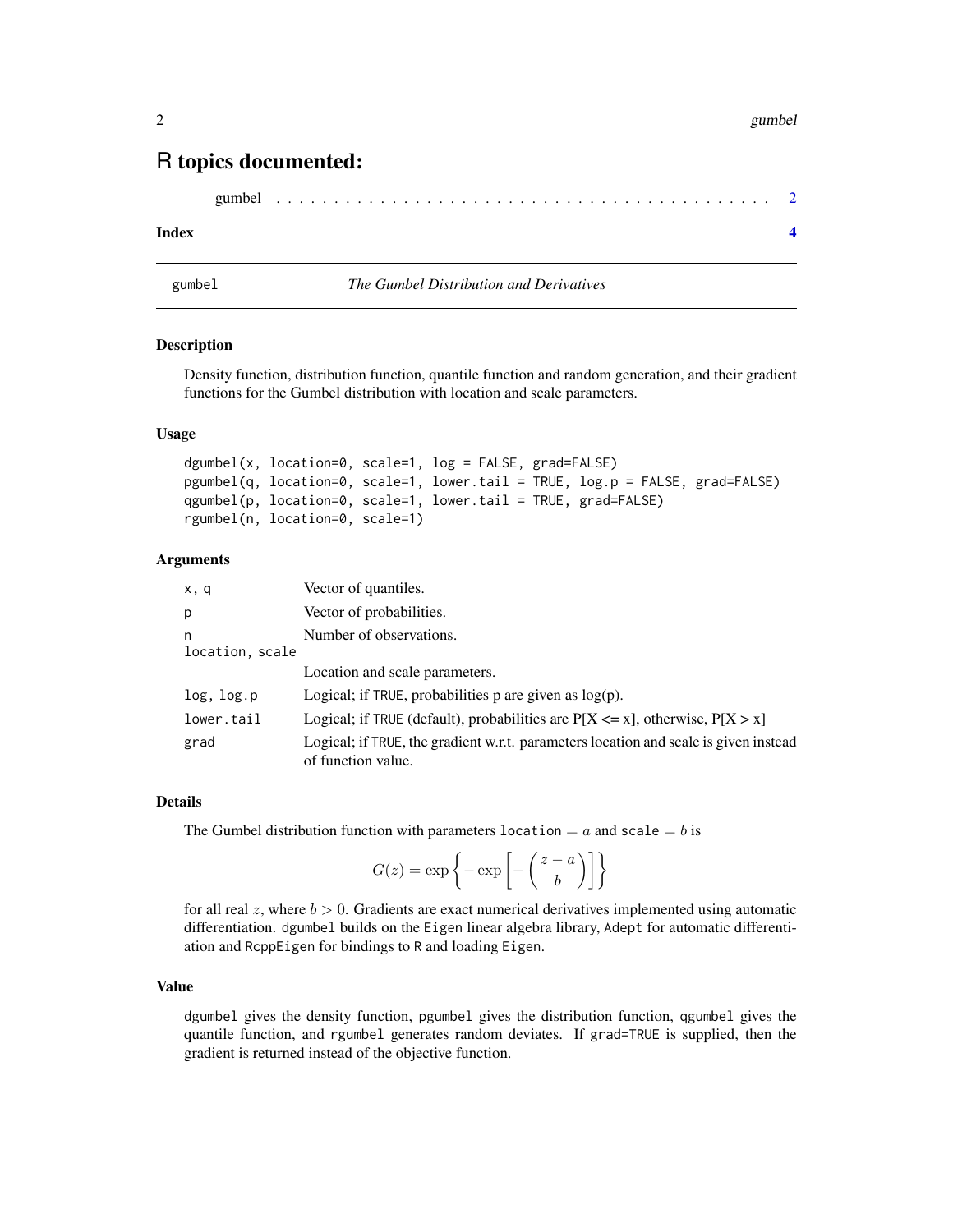# R topics documented:

gumbel . . . . . . . . . . . . . . . . . . . . . . . . . . . . . . . . . . . . . . . . . 2

**Index** **4**

---

gumbel *The Gumbel Distribution and Derivatives*

---

## Description

Density function, distribution function, quantile function and random generation, and their gradient functions for the Gumbel distribution with location and scale parameters.

## Usage

```
dgumbel(x, location=0, scale=1, log = FALSE, grad=FALSE)
pgumbel(q, location=0, scale=1, lower.tail = TRUE, log.p = FALSE, grad=FALSE)
qgumbel(p, location=0, scale=1, lower.tail = TRUE, grad=FALSE)
rgumbel(n, location=0, scale=1)
```

## Arguments

| | |
|---|---|
| `x, q` | Vector of quantiles. |
| `p` | Vector of probabilities. |
| `n` | Number of observations. |
| `location, scale` | Location and scale parameters. |
| `log, log.p` | Logical; if `TRUE`, probabilities p are given as log(p). |
| `lower.tail` | Logical; if `TRUE` (default), probabilities are P[X <= x], otherwise, P[X > x] |
| `grad` | Logical; if `TRUE`, the gradient w.r.t. parameters location and scale is given instead of function value. |

## Details

The Gumbel distribution function with parameters `location` $= a$ and `scale` $= b$ is

$$G(z) = \exp\left\{ -\exp\left[ -\left( \frac{z-a}{b} \right) \right] \right\}$$

for all real $z$, where $b > 0$. Gradients are exact numerical derivatives implemented using automatic differentiation. `dgumbel` builds on the `Eigen` linear algebra library, `Adept` for automatic differentiation and `RcppEigen` for bindings to `R` and loading `Eigen`.

## Value

`dgumbel` gives the density function, `pgumbel` gives the distribution function, `qgumbel` gives the quantile function, and `rgumbel` generates random deviates. If `grad=TRUE` is supplied, then the gradient is returned instead of the objective function.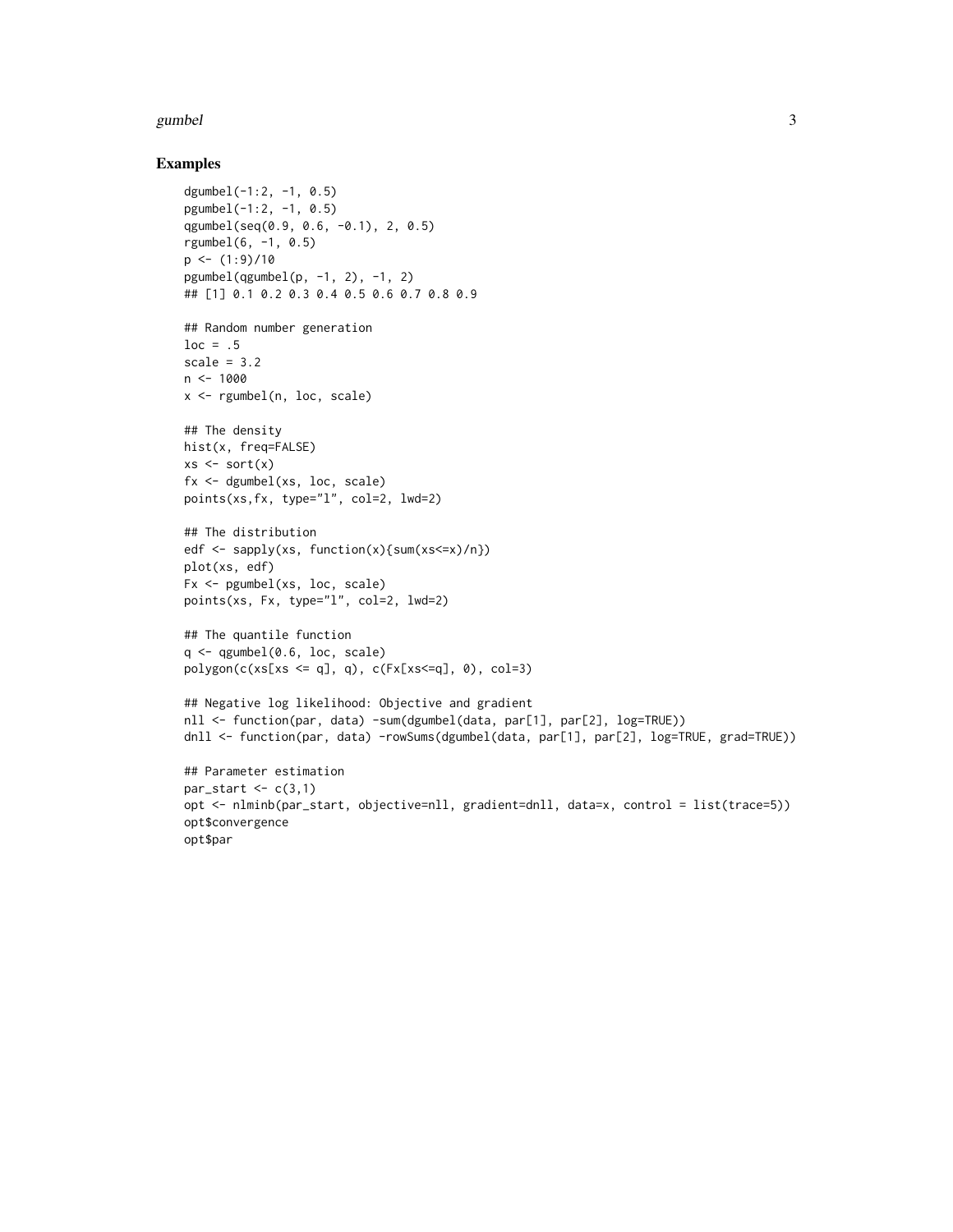## Examples

```
dgumbel(-1:2, -1, 0.5)
pgumbel(-1:2, -1, 0.5)
qgumbel(seq(0.9, 0.6, -0.1), 2, 0.5)
rgumbel(6, -1, 0.5)
p <- (1:9)/10
pgumbel(qgumbel(p, -1, 2), -1, 2)
## [1] 0.1 0.2 0.3 0.4 0.5 0.6 0.7 0.8 0.9

## Random number generation
loc = .5
scale = 3.2
n <- 1000
x <- rgumbel(n, loc, scale)

## The density
hist(x, freq=FALSE)
xs <- sort(x)
fx <- dgumbel(xs, loc, scale)
points(xs,fx, type="l", col=2, lwd=2)

## The distribution
edf <- sapply(xs, function(x){sum(xs<=x)/n})
plot(xs, edf)
Fx <- pgumbel(xs, loc, scale)
points(xs, Fx, type="l", col=2, lwd=2)

## The quantile function
q <- qgumbel(0.6, loc, scale)
polygon(c(xs[xs <= q], q), c(Fx[xs<=q], 0), col=3)

## Negative log likelihood: Objective and gradient
nll <- function(par, data) -sum(dgumbel(data, par[1], par[2], log=TRUE))
dnll <- function(par, data) -rowSums(dgumbel(data, par[1], par[2], log=TRUE, grad=TRUE))

## Parameter estimation
par_start <- c(3,1)
opt <- nlminb(par_start, objective=nll, gradient=dnll, data=x, control = list(trace=5))
opt$convergence
opt$par
```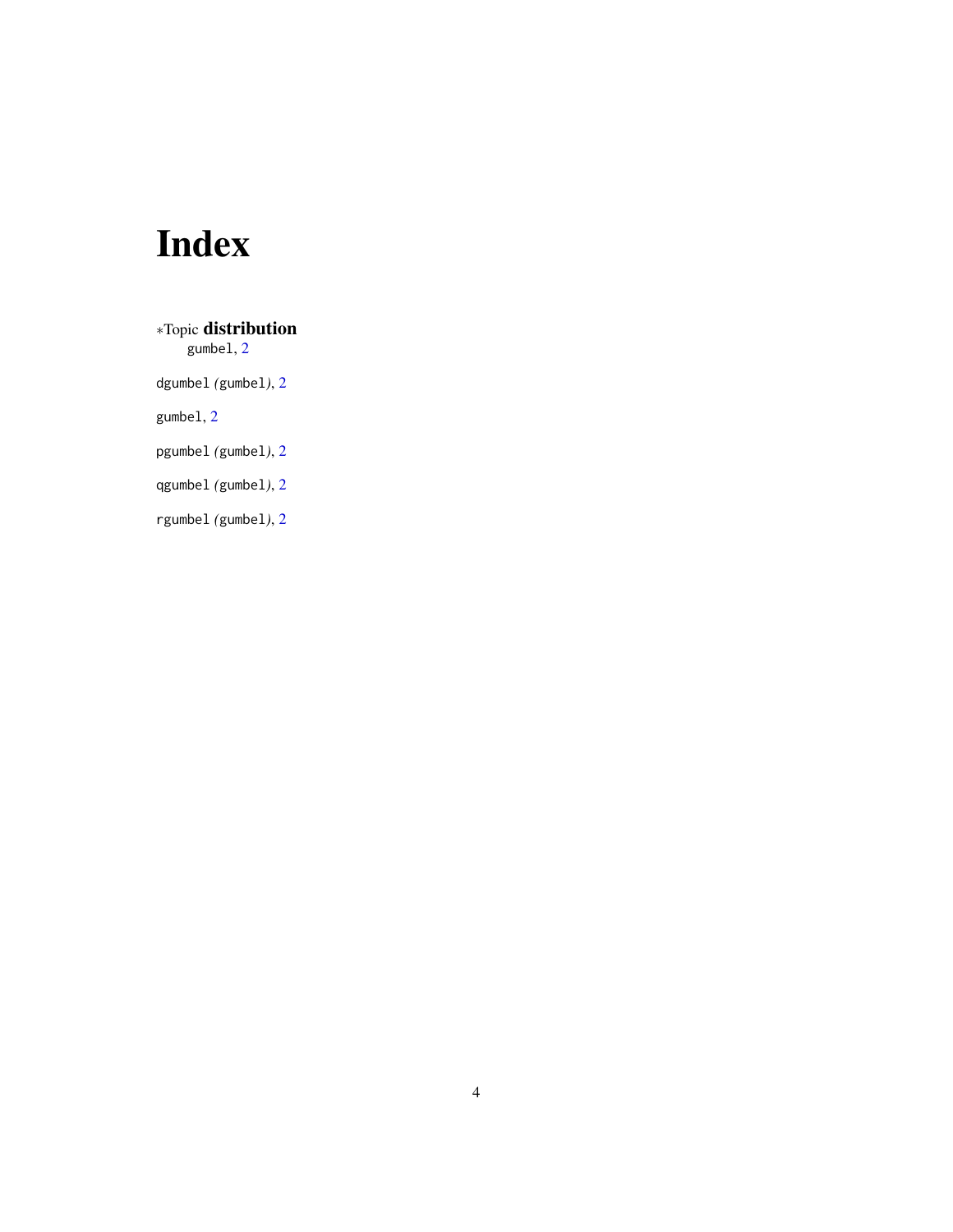# Index

∗Topic **distribution**
    gumbel, 2

dgumbel *(*gumbel*)*, 2

gumbel, 2

pgumbel *(*gumbel*)*, 2

qgumbel *(*gumbel*)*, 2

rgumbel *(*gumbel*)*, 2